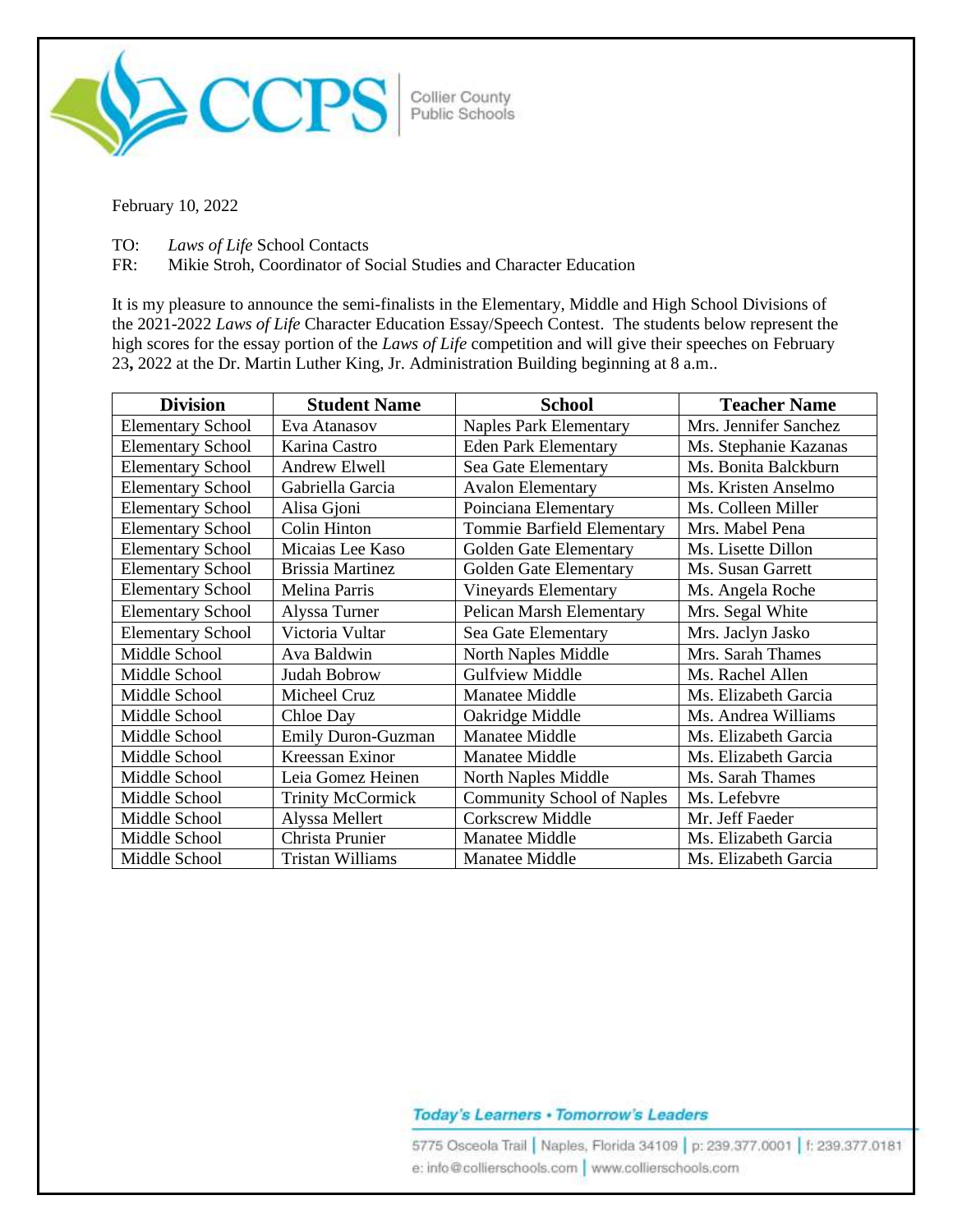Collier County Public Schools

February 10, 2022

TO: *Laws of Life* School Contacts
FR: Mikie Stroh, Coordinator of Social Studies and Character Education

It is my pleasure to announce the semi-finalists in the Elementary, Middle and High School Divisions of the 2021-2022 *Laws of Life* Character Education Essay/Speech Contest. The students below represent the high scores for the essay portion of the *Laws of Life* competition and will give their speeches on February 23**,** 2022 at the Dr. Martin Luther King, Jr. Administration Building beginning at 8 a.m..

| Division | Student Name | School | Teacher Name |
|---|---|---|---|
| Elementary School | Eva Atanasov | Naples Park Elementary | Mrs. Jennifer Sanchez |
| Elementary School | Karina Castro | Eden Park Elementary | Ms. Stephanie Kazanas |
| Elementary School | Andrew Elwell | Sea Gate Elementary | Ms. Bonita Balckburn |
| Elementary School | Gabriella Garcia | Avalon Elementary | Ms. Kristen Anselmo |
| Elementary School | Alisa Gjoni | Poinciana Elementary | Ms. Colleen Miller |
| Elementary School | Colin Hinton | Tommie Barfield Elementary | Mrs. Mabel Pena |
| Elementary School | Micaias Lee Kaso | Golden Gate Elementary | Ms. Lisette Dillon |
| Elementary School | Brissia Martinez | Golden Gate Elementary | Ms. Susan Garrett |
| Elementary School | Melina Parris | Vineyards Elementary | Ms. Angela Roche |
| Elementary School | Alyssa Turner | Pelican Marsh Elementary | Mrs. Segal White |
| Elementary School | Victoria Vultar | Sea Gate Elementary | Mrs. Jaclyn Jasko |
| Middle School | Ava Baldwin | North Naples Middle | Mrs. Sarah Thames |
| Middle School | Judah Bobrow | Gulfview Middle | Ms. Rachel Allen |
| Middle School | Micheel Cruz | Manatee Middle | Ms. Elizabeth Garcia |
| Middle School | Chloe Day | Oakridge Middle | Ms. Andrea Williams |
| Middle School | Emily Duron-Guzman | Manatee Middle | Ms. Elizabeth Garcia |
| Middle School | Kreessan Exinor | Manatee Middle | Ms. Elizabeth Garcia |
| Middle School | Leia Gomez Heinen | North Naples Middle | Ms. Sarah Thames |
| Middle School | Trinity McCormick | Community School of Naples | Ms. Lefebvre |
| Middle School | Alyssa Mellert | Corkscrew Middle | Mr. Jeff Faeder |
| Middle School | Christa Prunier | Manatee Middle | Ms. Elizabeth Garcia |
| Middle School | Tristan Williams | Manatee Middle | Ms. Elizabeth Garcia |

*Today's Learners • Tomorrow's Leaders*

5775 Osceola Trail | Naples, Florida 34109 | p: 239.377.0001 | f: 239.377.0181
e: info@collierschools.com | www.collierschools.com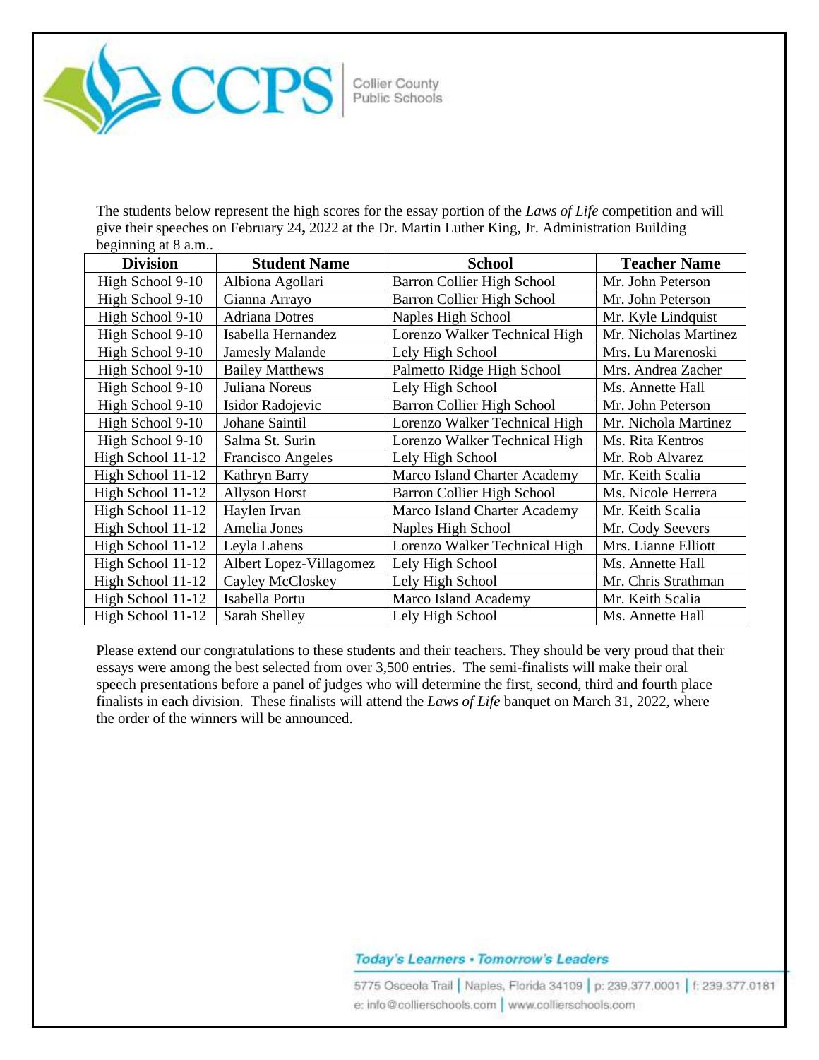CCPS | Collier County Public Schools

The students below represent the high scores for the essay portion of the *Laws of Life* competition and will give their speeches on February 24**,** 2022 at the Dr. Martin Luther King, Jr. Administration Building beginning at 8 a.m..

| Division | Student Name | School | Teacher Name |
|---|---|---|---|
| High School 9-10 | Albiona Agollari | Barron Collier High School | Mr. John Peterson |
| High School 9-10 | Gianna Arrayo | Barron Collier High School | Mr. John Peterson |
| High School 9-10 | Adriana Dotres | Naples High School | Mr. Kyle Lindquist |
| High School 9-10 | Isabella Hernandez | Lorenzo Walker Technical High | Mr. Nicholas Martinez |
| High School 9-10 | Jamesly Malande | Lely High School | Mrs. Lu Marenoski |
| High School 9-10 | Bailey Matthews | Palmetto Ridge High School | Mrs. Andrea Zacher |
| High School 9-10 | Juliana Noreus | Lely High School | Ms. Annette Hall |
| High School 9-10 | Isidor Radojevic | Barron Collier High School | Mr. John Peterson |
| High School 9-10 | Johane Saintil | Lorenzo Walker Technical High | Mr. Nichola Martinez |
| High School 9-10 | Salma St. Surin | Lorenzo Walker Technical High | Ms. Rita Kentros |
| High School 11-12 | Francisco Angeles | Lely High School | Mr. Rob Alvarez |
| High School 11-12 | Kathryn Barry | Marco Island Charter Academy | Mr. Keith Scalia |
| High School 11-12 | Allyson Horst | Barron Collier High School | Ms. Nicole Herrera |
| High School 11-12 | Haylen Irvan | Marco Island Charter Academy | Mr. Keith Scalia |
| High School 11-12 | Amelia Jones | Naples High School | Mr. Cody Seevers |
| High School 11-12 | Leyla Lahens | Lorenzo Walker Technical High | Mrs. Lianne Elliott |
| High School 11-12 | Albert Lopez-Villagomez | Lely High School | Ms. Annette Hall |
| High School 11-12 | Cayley McCloskey | Lely High School | Mr. Chris Strathman |
| High School 11-12 | Isabella Portu | Marco Island Academy | Mr. Keith Scalia |
| High School 11-12 | Sarah Shelley | Lely High School | Ms. Annette Hall |

Please extend our congratulations to these students and their teachers. They should be very proud that their essays were among the best selected from over 3,500 entries. The semi-finalists will make their oral speech presentations before a panel of judges who will determine the first, second, third and fourth place finalists in each division. These finalists will attend the *Laws of Life* banquet on March 31, 2022, where the order of the winners will be announced.

*Today's Learners • Tomorrow's Leaders*

5775 Osceola Trail | Naples, Florida 34109 | p: 239.377.0001 | f: 239.377.0181
e: info@collierschools.com | www.collierschools.com